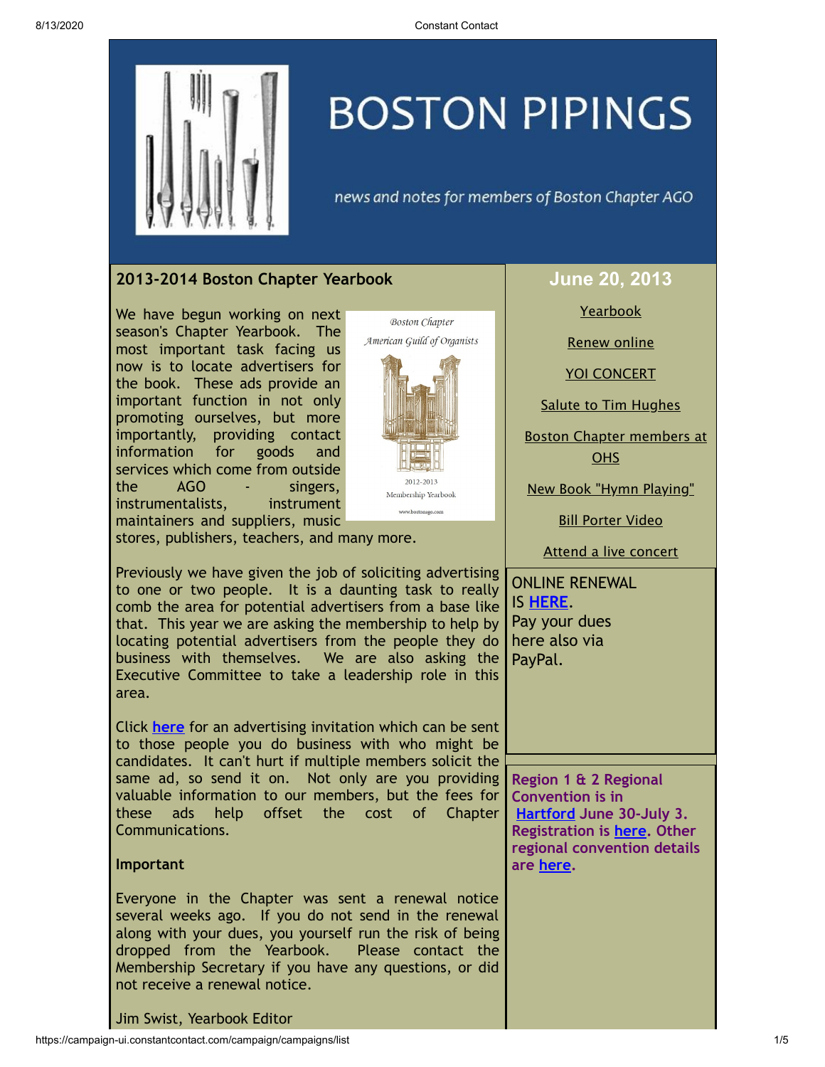# BOSTON PIPINGS

*news and notes for members of Boston Chapter AGO*

## 2013-2014 Boston Chapter Yearbook

We have begun working on next season's Chapter Yearbook. The most important task facing us now is to locate advertisers for the book. These ads provide an important function in not only promoting ourselves, but more importantly, providing contact information for goods and services which come from outside the AGO - singers, instrumentalists, instrument maintainers and suppliers, music stores, publishers, teachers, and many more.

Previously we have given the job of soliciting advertising to one or two people. It is a daunting task to really comb the area for potential advertisers from a base like that. This year we are asking the membership to help by locating potential advertisers from the people they do business with themselves. We are also asking the Executive Committee to take a leadership role in this area.

Click **here** for an advertising invitation which can be sent to those people you do business with who might be candidates. It can't hurt if multiple members solicit the same ad, so send it on. Not only are you providing valuable information to our members, but the fees for these ads help offset the cost of Chapter Communications.

**Important**

Everyone in the Chapter was sent a renewal notice several weeks ago. If you do not send in the renewal along with your dues, you yourself run the risk of being dropped from the Yearbook. Please contact the Membership Secretary if you have any questions, or did not receive a renewal notice.

Jim Swist, Yearbook Editor

## June 20, 2013

- Yearbook
- Renew online
- YOI CONCERT
- Salute to Tim Hughes
- Boston Chapter members at OHS
- New Book "Hymn Playing"
- Bill Porter Video
- Attend a live concert

ONLINE RENEWAL IS **HERE**. Pay your dues here also via PayPal.

**Region 1 & 2 Regional Convention is in Hartford June 30-July 3. Registration is here. Other regional convention details are here.**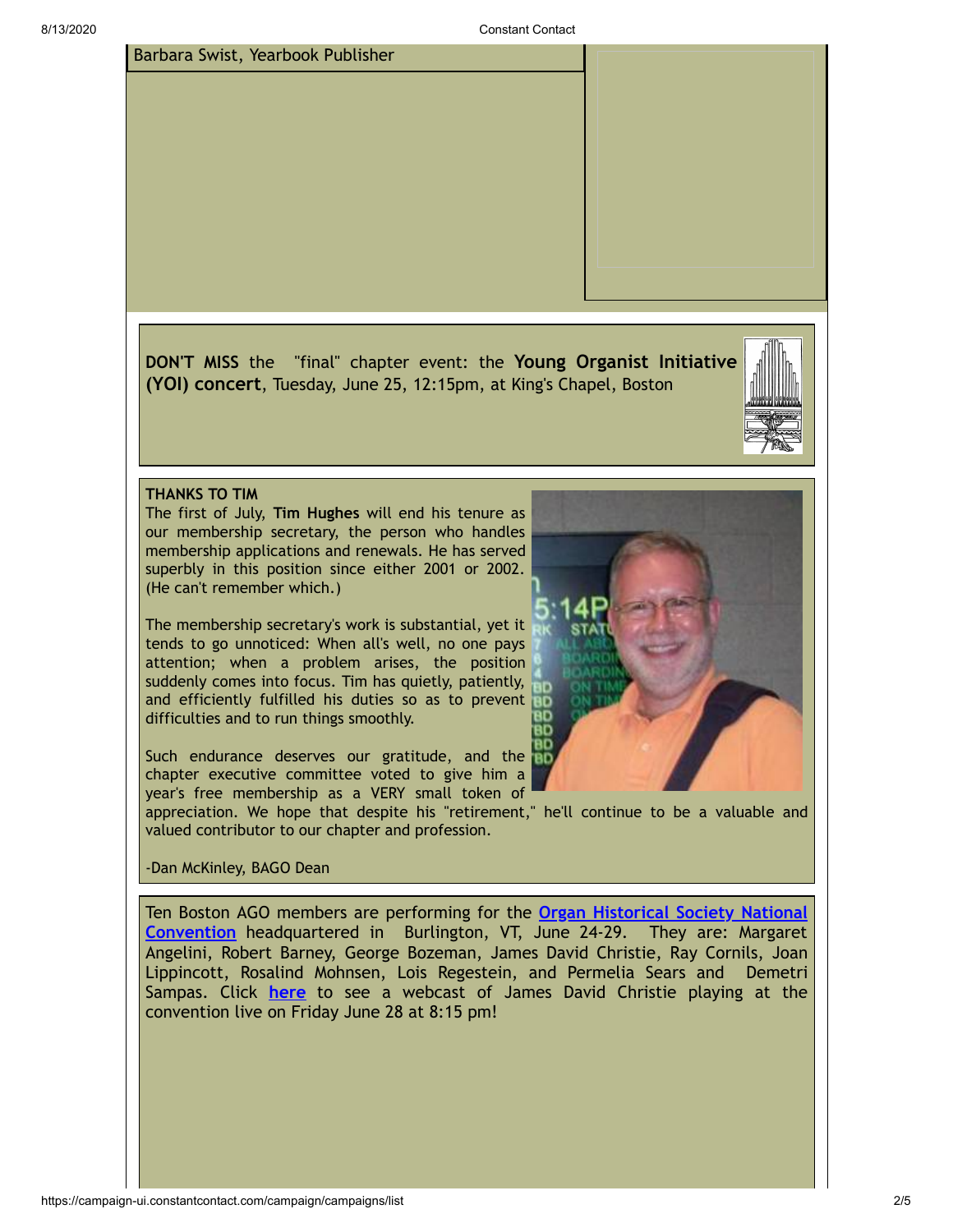Barbara Swist, Yearbook Publisher

**DON'T MISS** the "final" chapter event: the **Young Organist Initiative (YOI) concert**, Tuesday, June 25, 12:15pm, at King's Chapel, Boston

**THANKS TO TIM**

The first of July, **Tim Hughes** will end his tenure as our membership secretary, the person who handles membership applications and renewals. He has served superbly in this position since either 2001 or 2002. (He can't remember which.)

The membership secretary's work is substantial, yet it tends to go unnoticed: When all's well, no one pays attention; when a problem arises, the position suddenly comes into focus. Tim has quietly, patiently, and efficiently fulfilled his duties so as to prevent difficulties and to run things smoothly.

Such endurance deserves our gratitude, and the chapter executive committee voted to give him a year's free membership as a VERY small token of appreciation. We hope that despite his "retirement," he'll continue to be a valuable and valued contributor to our chapter and profession.

-Dan McKinley, BAGO Dean

Ten Boston AGO members are performing for the **Organ Historical Society National Convention** headquartered in Burlington, VT, June 24-29. They are: Margaret Angelini, Robert Barney, George Bozeman, James David Christie, Ray Cornils, Joan Lippincott, Rosalind Mohnsen, Lois Regestein, and Permelia Sears and Demetri Sampas. Click **here** to see a webcast of James David Christie playing at the convention live on Friday June 28 at 8:15 pm!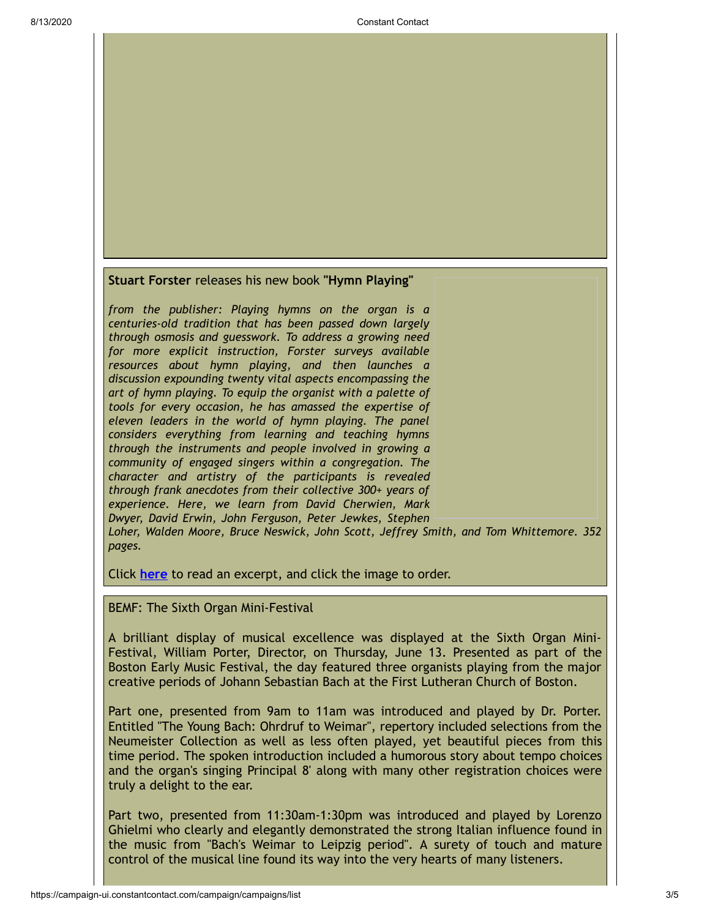**Stuart Forster** releases his new book **"Hymn Playing"**

*from the publisher: Playing hymns on the organ is a centuries-old tradition that has been passed down largely through osmosis and guesswork. To address a growing need for more explicit instruction, Forster surveys available resources about hymn playing, and then launches a discussion expounding twenty vital aspects encompassing the art of hymn playing. To equip the organist with a palette of tools for every occasion, he has amassed the expertise of eleven leaders in the world of hymn playing. The panel considers everything from learning and teaching hymns through the instruments and people involved in growing a community of engaged singers within a congregation. The character and artistry of the participants is revealed through frank anecdotes from their collective 300+ years of experience. Here, we learn from David Cherwien, Mark Dwyer, David Erwin, John Ferguson, Peter Jewkes, Stephen Loher, Walden Moore, Bruce Neswick, John Scott, Jeffrey Smith, and Tom Whittemore. 352 pages.*

Click **here** to read an excerpt, and click the image to order.

BEMF: The Sixth Organ Mini-Festival

A brilliant display of musical excellence was displayed at the Sixth Organ Mini-Festival, William Porter, Director, on Thursday, June 13. Presented as part of the Boston Early Music Festival, the day featured three organists playing from the major creative periods of Johann Sebastian Bach at the First Lutheran Church of Boston.

Part one, presented from 9am to 11am was introduced and played by Dr. Porter. Entitled "The Young Bach: Ohrdruf to Weimar", repertory included selections from the Neumeister Collection as well as less often played, yet beautiful pieces from this time period. The spoken introduction included a humorous story about tempo choices and the organ's singing Principal 8' along with many other registration choices were truly a delight to the ear.

Part two, presented from 11:30am-1:30pm was introduced and played by Lorenzo Ghielmi who clearly and elegantly demonstrated the strong Italian influence found in the music from "Bach's Weimar to Leipzig period". A surety of touch and mature control of the musical line found its way into the very hearts of many listeners.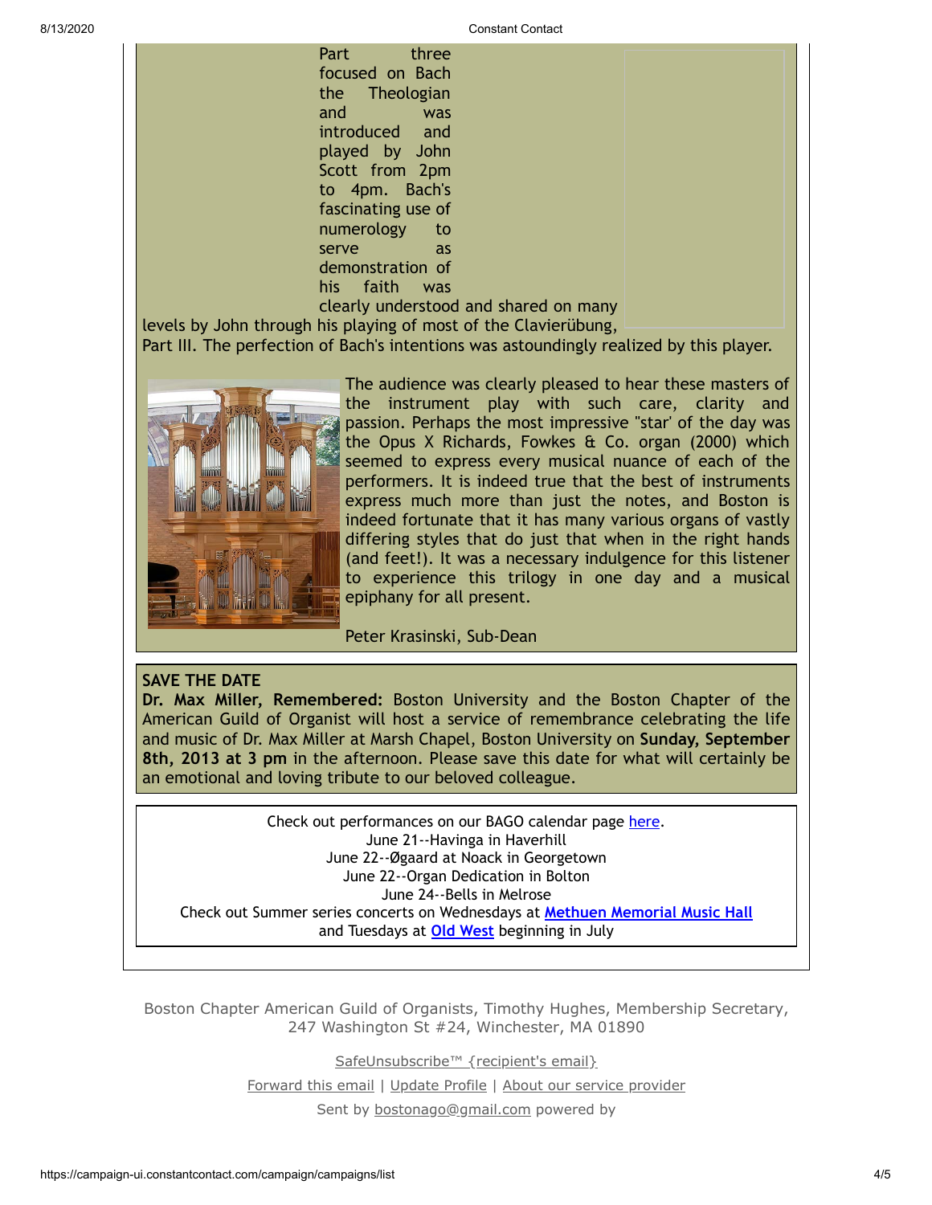Part three focused on Bach the Theologian and was introduced and played by John Scott from 2pm to 4pm. Bach's fascinating use of numerology to serve as demonstration of his faith was clearly understood and shared on many levels by John through his playing of most of the Clavierübung, Part III. The perfection of Bach's intentions was astoundingly realized by this player.

The audience was clearly pleased to hear these masters of the instrument play with such care, clarity and passion. Perhaps the most impressive "star" of the day was the Opus X Richards, Fowkes & Co. organ (2000) which seemed to express every musical nuance of each of the performers. It is indeed true that the best of instruments express much more than just the notes, and Boston is indeed fortunate that it has many various organs of vastly differing styles that do just that when in the right hands (and feet!). It was a necessary indulgence for this listener to experience this trilogy in one day and a musical epiphany for all present.

Peter Krasinski, Sub-Dean

**SAVE THE DATE**

**Dr. Max Miller, Remembered:** Boston University and the Boston Chapter of the American Guild of Organist will host a service of remembrance celebrating the life and music of Dr. Max Miller at Marsh Chapel, Boston University on **Sunday, September 8th, 2013 at 3 pm** in the afternoon. Please save this date for what will certainly be an emotional and loving tribute to our beloved colleague.

Check out performances on our BAGO calendar page [here](#).
June 21--Havinga in Haverhill
June 22--Øgaard at Noack in Georgetown
June 22--Organ Dedication in Bolton
June 24--Bells in Melrose
Check out Summer series concerts on Wednesdays at [Methuen Memorial Music Hall](#)
and Tuesdays at [Old West](#) beginning in July

Boston Chapter American Guild of Organists, Timothy Hughes, Membership Secretary, 247 Washington St #24, Winchester, MA 01890

SafeUnsubscribe™ {recipient's email}

Forward this email | Update Profile | About our service provider

Sent by bostonago@gmail.com powered by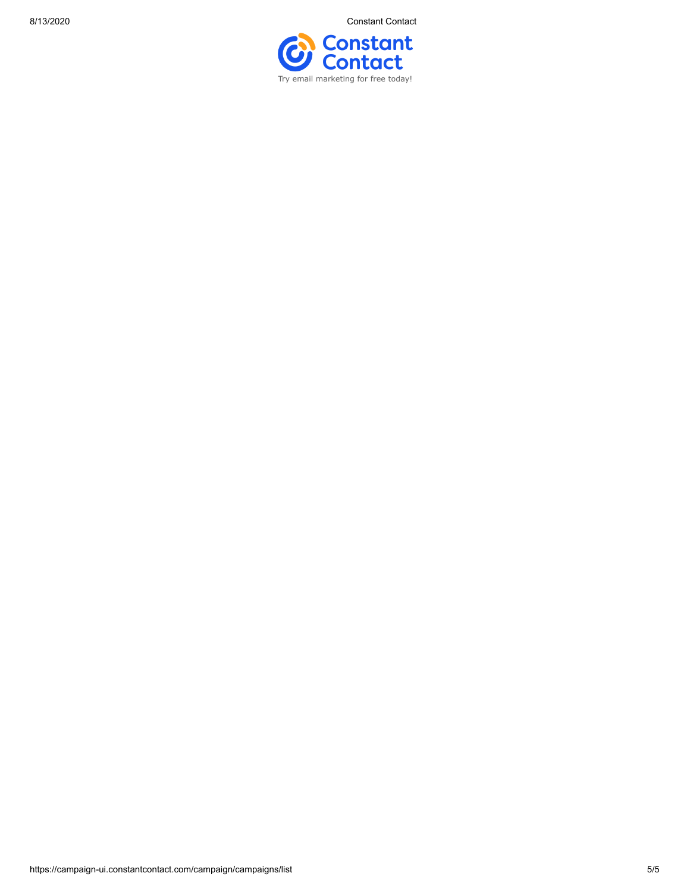Constant Contact

Try email marketing for free today!